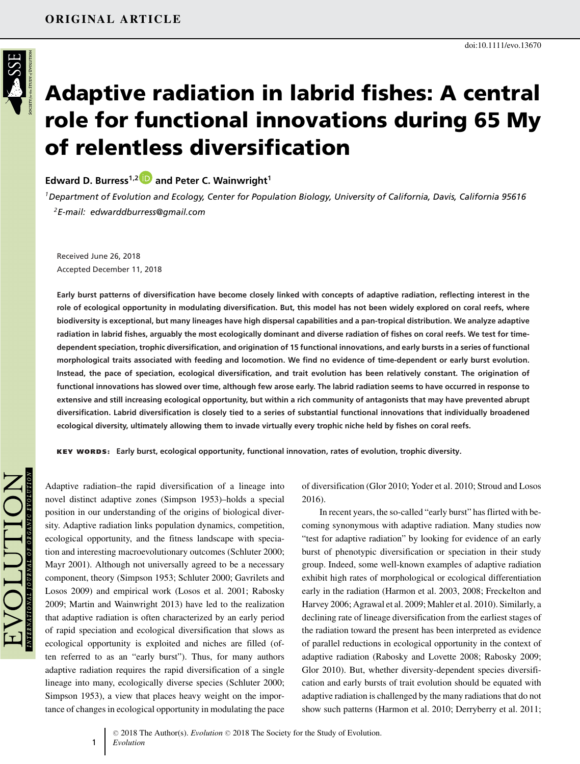ORIGINAL ARTICLE

doi:10.1111/evo.13670

# Adaptive radiation in labrid fishes: A central role for functional innovations during 65 My of relentless diversification

**Edward D. Burress[1,2] and Peter C. Wainwright[1]**

[1]*Department of Evolution and Ecology, Center for Population Biology, University of California, Davis, California 95616*

[2]*E-mail: edwarddburress@gmail.com*

Received June 26, 2018
Accepted December 11, 2018

**Early burst patterns of diversification have become closely linked with concepts of adaptive radiation, reflecting interest in the role of ecological opportunity in modulating diversification. But, this model has not been widely explored on coral reefs, where biodiversity is exceptional, but many lineages have high dispersal capabilities and a pan-tropical distribution. We analyze adaptive radiation in labrid fishes, arguably the most ecologically dominant and diverse radiation of fishes on coral reefs. We test for time-dependent speciation, trophic diversification, and origination of 15 functional innovations, and early bursts in a series of functional morphological traits associated with feeding and locomotion. We find no evidence of time-dependent or early burst evolution. Instead, the pace of speciation, ecological diversification, and trait evolution has been relatively constant. The origination of functional innovations has slowed over time, although few arose early. The labrid radiation seems to have occurred in response to extensive and still increasing ecological opportunity, but within a rich community of antagonists that may have prevented abrupt diversification. Labrid diversification is closely tied to a series of substantial functional innovations that individually broadened ecological diversity, ultimately allowing them to invade virtually every trophic niche held by fishes on coral reefs.**

**KEY WORDS: Early burst, ecological opportunity, functional innovation, rates of evolution, trophic diversity.**

Adaptive radiation–the rapid diversification of a lineage into novel distinct adaptive zones (Simpson 1953)–holds a special position in our understanding of the origins of biological diversity. Adaptive radiation links population dynamics, competition, ecological opportunity, and the fitness landscape with speciation and interesting macroevolutionary outcomes (Schluter 2000; Mayr 2001). Although not universally agreed to be a necessary component, theory (Simpson 1953; Schluter 2000; Gavrilets and Losos 2009) and empirical work (Losos et al. 2001; Rabosky 2009; Martin and Wainwright 2013) have led to the realization that adaptive radiation is often characterized by an early period of rapid speciation and ecological diversification that slows as ecological opportunity is exploited and niches are filled (often referred to as an "early burst"). Thus, for many authors adaptive radiation requires the rapid diversification of a single lineage into many, ecologically diverse species (Schluter 2000; Simpson 1953), a view that places heavy weight on the importance of changes in ecological opportunity in modulating the pace of diversification (Glor 2010; Yoder et al. 2010; Stroud and Losos 2016).

In recent years, the so-called "early burst" has flirted with becoming synonymous with adaptive radiation. Many studies now "test for adaptive radiation" by looking for evidence of an early burst of phenotypic diversification or speciation in their study group. Indeed, some well-known examples of adaptive radiation exhibit high rates of morphological or ecological differentiation early in the radiation (Harmon et al. 2003, 2008; Freckelton and Harvey 2006; Agrawal et al. 2009; Mahler et al. 2010). Similarly, a declining rate of lineage diversification from the earliest stages of the radiation toward the present has been interpreted as evidence of parallel reductions in ecological opportunity in the context of adaptive radiation (Rabosky and Lovette 2008; Rabosky 2009; Glor 2010). But, whether diversity-dependent species diversification and early bursts of trait evolution should be equated with adaptive radiation is challenged by the many radiations that do not show such patterns (Harmon et al. 2010; Derryberry et al. 2011;

© 2018 The Author(s). *Evolution* © 2018 The Society for the Study of Evolution.
*Evolution*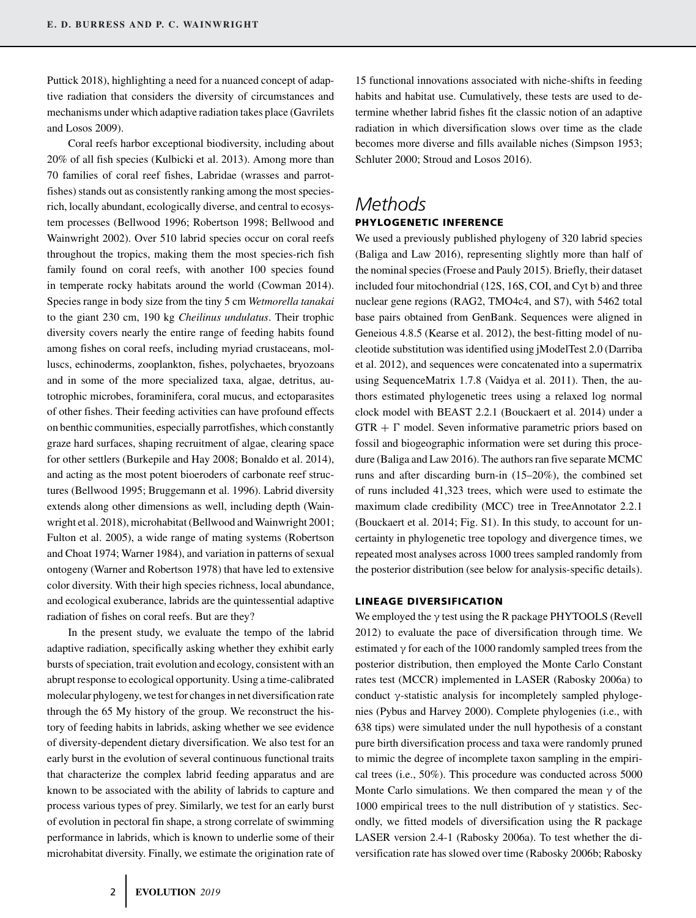Puttick 2018), highlighting a need for a nuanced concept of adaptive radiation that considers the diversity of circumstances and mechanisms under which adaptive radiation takes place (Gavrilets and Losos 2009).

Coral reefs harbor exceptional biodiversity, including about 20% of all fish species (Kulbicki et al. 2013). Among more than 70 families of coral reef fishes, Labridae (wrasses and parrotfishes) stands out as consistently ranking among the most species-rich, locally abundant, ecologically diverse, and central to ecosystem processes (Bellwood 1996; Robertson 1998; Bellwood and Wainwright 2002). Over 510 labrid species occur on coral reefs throughout the tropics, making them the most species-rich fish family found on coral reefs, with another 100 species found in temperate rocky habitats around the world (Cowman 2014). Species range in body size from the tiny 5 cm *Wetmorella tanakai* to the giant 230 cm, 190 kg *Cheilinus undulatus*. Their trophic diversity covers nearly the entire range of feeding habits found among fishes on coral reefs, including myriad crustaceans, molluscs, echinoderms, zooplankton, fishes, polychaetes, bryozoans and in some of the more specialized taxa, algae, detritus, autotrophic microbes, foraminifera, coral mucus, and ectoparasites of other fishes. Their feeding activities can have profound effects on benthic communities, especially parrotfishes, which constantly graze hard surfaces, shaping recruitment of algae, clearing space for other settlers (Burkepile and Hay 2008; Bonaldo et al. 2014), and acting as the most potent bioeroders of carbonate reef structures (Bellwood 1995; Bruggemann et al. 1996). Labrid diversity extends along other dimensions as well, including depth (Wainwright et al. 2018), microhabitat (Bellwood and Wainwright 2001; Fulton et al. 2005), a wide range of mating systems (Robertson and Choat 1974; Warner 1984), and variation in patterns of sexual ontogeny (Warner and Robertson 1978) that have led to extensive color diversity. With their high species richness, local abundance, and ecological exuberance, labrids are the quintessential adaptive radiation of fishes on coral reefs. But are they?

In the present study, we evaluate the tempo of the labrid adaptive radiation, specifically asking whether they exhibit early bursts of speciation, trait evolution and ecology, consistent with an abrupt response to ecological opportunity. Using a time-calibrated molecular phylogeny, we test for changes in net diversification rate through the 65 My history of the group. We reconstruct the history of feeding habits in labrids, asking whether we see evidence of diversity-dependent dietary diversification. We also test for an early burst in the evolution of several continuous functional traits that characterize the complex labrid feeding apparatus and are known to be associated with the ability of labrids to capture and process various types of prey. Similarly, we test for an early burst of evolution in pectoral fin shape, a strong correlate of swimming performance in labrids, which is known to underlie some of their microhabitat diversity. Finally, we estimate the origination rate of 15 functional innovations associated with niche-shifts in feeding habits and habitat use. Cumulatively, these tests are used to determine whether labrid fishes fit the classic notion of an adaptive radiation in which diversification slows over time as the clade becomes more diverse and fills available niches (Simpson 1953; Schluter 2000; Stroud and Losos 2016).

# Methods

## PHYLOGENETIC INFERENCE

We used a previously published phylogeny of 320 labrid species (Baliga and Law 2016), representing slightly more than half of the nominal species (Froese and Pauly 2015). Briefly, their dataset included four mitochondrial (12S, 16S, COI, and Cyt b) and three nuclear gene regions (RAG2, TMO4c4, and S7), with 5462 total base pairs obtained from GenBank. Sequences were aligned in Geneious 4.8.5 (Kearse et al. 2012), the best-fitting model of nucleotide substitution was identified using jModelTest 2.0 (Darriba et al. 2012), and sequences were concatenated into a supermatrix using SequenceMatrix 1.7.8 (Vaidya et al. 2011). Then, the authors estimated phylogenetic trees using a relaxed log normal clock model with BEAST 2.2.1 (Bouckaert et al. 2014) under a GTR + $\Gamma$ model. Seven informative parametric priors based on fossil and biogeographic information were set during this procedure (Baliga and Law 2016). The authors ran five separate MCMC runs and after discarding burn-in (15–20%), the combined set of runs included 41,323 trees, which were used to estimate the maximum clade credibility (MCC) tree in TreeAnnotator 2.2.1 (Bouckaert et al. 2014; Fig. S1). In this study, to account for uncertainty in phylogenetic tree topology and divergence times, we repeated most analyses across 1000 trees sampled randomly from the posterior distribution (see below for analysis-specific details).

## LINEAGE DIVERSIFICATION

We employed the $\gamma$ test using the R package PHYTOOLS (Revell 2012) to evaluate the pace of diversification through time. We estimated $\gamma$ for each of the 1000 randomly sampled trees from the posterior distribution, then employed the Monte Carlo Constant rates test (MCCR) implemented in LASER (Rabosky 2006a) to conduct $\gamma$-statistic analysis for incompletely sampled phylogenies (Pybus and Harvey 2000). Complete phylogenies (i.e., with 638 tips) were simulated under the null hypothesis of a constant pure birth diversification process and taxa were randomly pruned to mimic the degree of incomplete taxon sampling in the empirical trees (i.e., 50%). This procedure was conducted across 5000 Monte Carlo simulations. We then compared the mean $\gamma$ of the 1000 empirical trees to the null distribution of $\gamma$ statistics. Secondly, we fitted models of diversification using the R package LASER version 2.4-1 (Rabosky 2006a). To test whether the diversification rate has slowed over time (Rabosky 2006b; Rabosky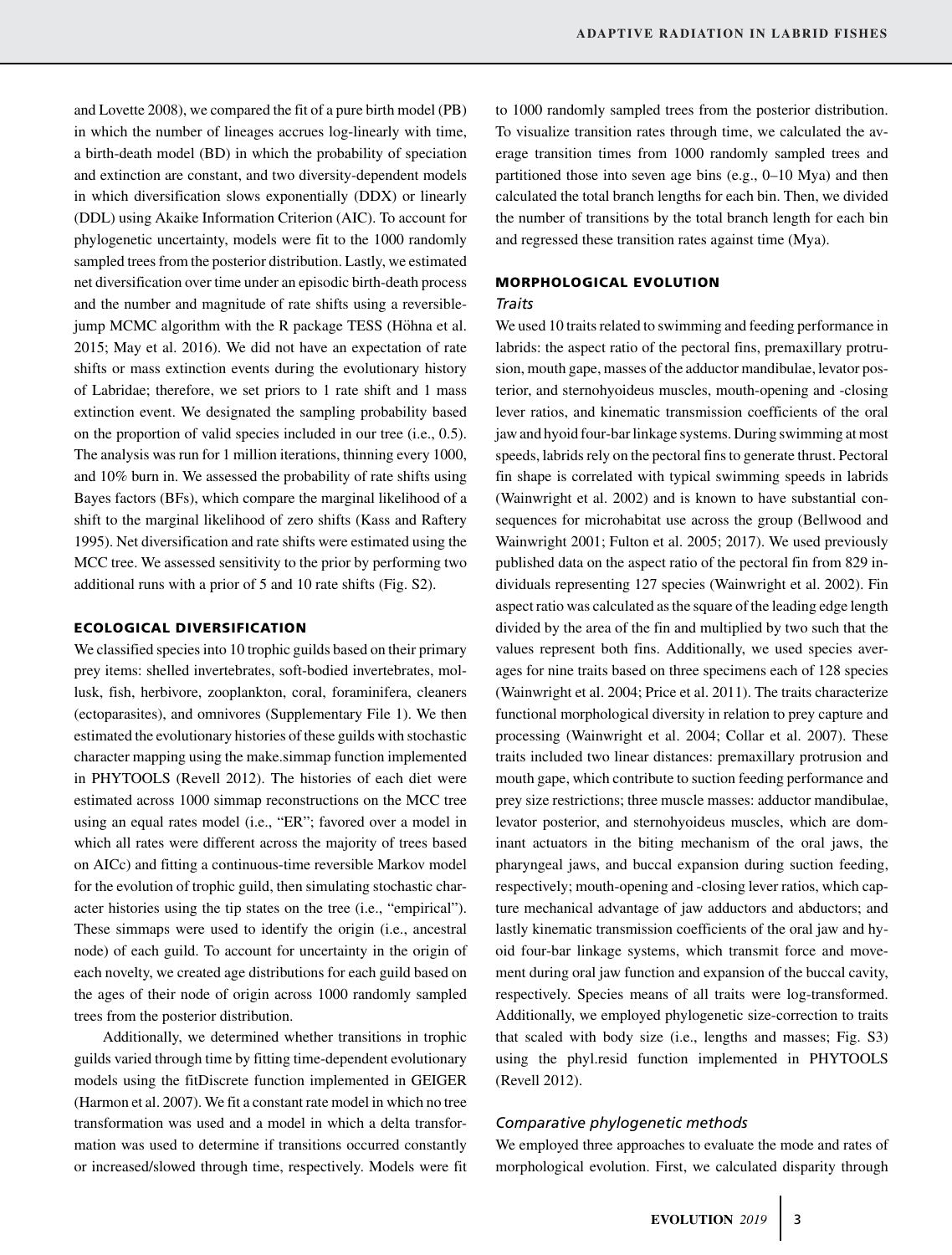and Lovette 2008), we compared the fit of a pure birth model (PB) in which the number of lineages accrues log-linearly with time, a birth-death model (BD) in which the probability of speciation and extinction are constant, and two diversity-dependent models in which diversification slows exponentially (DDX) or linearly (DDL) using Akaike Information Criterion (AIC). To account for phylogenetic uncertainty, models were fit to the 1000 randomly sampled trees from the posterior distribution. Lastly, we estimated net diversification over time under an episodic birth-death process and the number and magnitude of rate shifts using a reversible-jump MCMC algorithm with the R package TESS (Höhna et al. 2015; May et al. 2016). We did not have an expectation of rate shifts or mass extinction events during the evolutionary history of Labridae; therefore, we set priors to 1 rate shift and 1 mass extinction event. We designated the sampling probability based on the proportion of valid species included in our tree (i.e., 0.5). The analysis was run for 1 million iterations, thinning every 1000, and 10% burn in. We assessed the probability of rate shifts using Bayes factors (BFs), which compare the marginal likelihood of a shift to the marginal likelihood of zero shifts (Kass and Raftery 1995). Net diversification and rate shifts were estimated using the MCC tree. We assessed sensitivity to the prior by performing two additional runs with a prior of 5 and 10 rate shifts (Fig. S2).

## ECOLOGICAL DIVERSIFICATION

We classified species into 10 trophic guilds based on their primary prey items: shelled invertebrates, soft-bodied invertebrates, mollusk, fish, herbivore, zooplankton, coral, foraminifera, cleaners (ectoparasites), and omnivores (Supplementary File 1). We then estimated the evolutionary histories of these guilds with stochastic character mapping using the make.simmap function implemented in PHYTOOLS (Revell 2012). The histories of each diet were estimated across 1000 simmap reconstructions on the MCC tree using an equal rates model (i.e., "ER"; favored over a model in which all rates were different across the majority of trees based on AICc) and fitting a continuous-time reversible Markov model for the evolution of trophic guild, then simulating stochastic character histories using the tip states on the tree (i.e., "empirical"). These simmaps were used to identify the origin (i.e., ancestral node) of each guild. To account for uncertainty in the origin of each novelty, we created age distributions for each guild based on the ages of their node of origin across 1000 randomly sampled trees from the posterior distribution.

Additionally, we determined whether transitions in trophic guilds varied through time by fitting time-dependent evolutionary models using the fitDiscrete function implemented in GEIGER (Harmon et al. 2007). We fit a constant rate model in which no tree transformation was used and a model in which a delta transformation was used to determine if transitions occurred constantly or increased/slowed through time, respectively. Models were fit to 1000 randomly sampled trees from the posterior distribution. To visualize transition rates through time, we calculated the average transition times from 1000 randomly sampled trees and partitioned those into seven age bins (e.g., 0–10 Mya) and then calculated the total branch lengths for each bin. Then, we divided the number of transitions by the total branch length for each bin and regressed these transition rates against time (Mya).

## MORPHOLOGICAL EVOLUTION

### *Traits*

We used 10 traits related to swimming and feeding performance in labrids: the aspect ratio of the pectoral fins, premaxillary protrusion, mouth gape, masses of the adductor mandibulae, levator posterior, and sternohyoideus muscles, mouth-opening and -closing lever ratios, and kinematic transmission coefficients of the oral jaw and hyoid four-bar linkage systems. During swimming at most speeds, labrids rely on the pectoral fins to generate thrust. Pectoral fin shape is correlated with typical swimming speeds in labrids (Wainwright et al. 2002) and is known to have substantial consequences for microhabitat use across the group (Bellwood and Wainwright 2001; Fulton et al. 2005; 2017). We used previously published data on the aspect ratio of the pectoral fin from 829 individuals representing 127 species (Wainwright et al. 2002). Fin aspect ratio was calculated as the square of the leading edge length divided by the area of the fin and multiplied by two such that the values represent both fins. Additionally, we used species averages for nine traits based on three specimens each of 128 species (Wainwright et al. 2004; Price et al. 2011). The traits characterize functional morphological diversity in relation to prey capture and processing (Wainwright et al. 2004; Collar et al. 2007). These traits included two linear distances: premaxillary protrusion and mouth gape, which contribute to suction feeding performance and prey size restrictions; three muscle masses: adductor mandibulae, levator posterior, and sternohyoideus muscles, which are dominant actuators in the biting mechanism of the oral jaws, the pharyngeal jaws, and buccal expansion during suction feeding, respectively; mouth-opening and -closing lever ratios, which capture mechanical advantage of jaw adductors and abductors; and lastly kinematic transmission coefficients of the oral jaw and hyoid four-bar linkage systems, which transmit force and movement during oral jaw function and expansion of the buccal cavity, respectively. Species means of all traits were log-transformed. Additionally, we employed phylogenetic size-correction to traits that scaled with body size (i.e., lengths and masses; Fig. S3) using the phyl.resid function implemented in PHYTOOLS (Revell 2012).

### *Comparative phylogenetic methods*

We employed three approaches to evaluate the mode and rates of morphological evolution. First, we calculated disparity through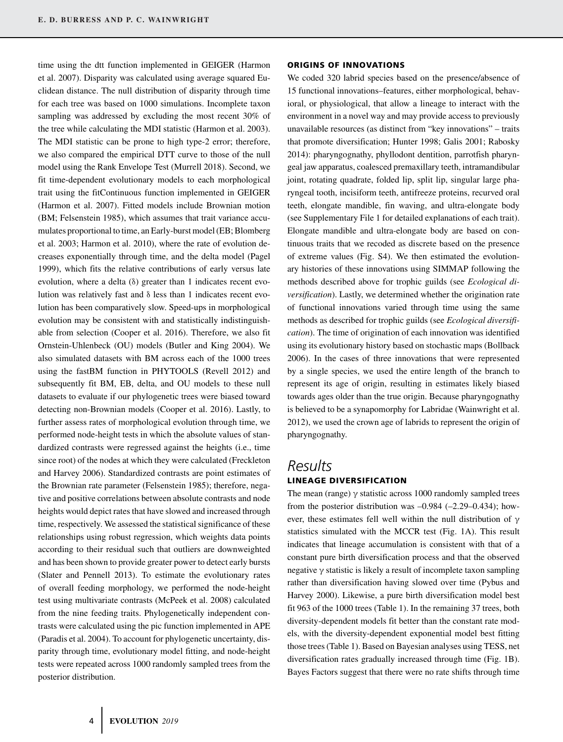time using the dtt function implemented in GEIGER (Harmon et al. 2007). Disparity was calculated using average squared Euclidean distance. The null distribution of disparity through time for each tree was based on 1000 simulations. Incomplete taxon sampling was addressed by excluding the most recent 30% of the tree while calculating the MDI statistic (Harmon et al. 2003). The MDI statistic can be prone to high type-2 error; therefore, we also compared the empirical DTT curve to those of the null model using the Rank Envelope Test (Murrell 2018). Second, we fit time-dependent evolutionary models to each morphological trait using the fitContinuous function implemented in GEIGER (Harmon et al. 2007). Fitted models include Brownian motion (BM; Felsenstein 1985), which assumes that trait variance accumulates proportional to time, an Early-burst model (EB; Blomberg et al. 2003; Harmon et al. 2010), where the rate of evolution decreases exponentially through time, and the delta model (Pagel 1999), which fits the relative contributions of early versus late evolution, where a delta ($\delta$) greater than 1 indicates recent evolution was relatively fast and $\delta$ less than 1 indicates recent evolution has been comparatively slow. Speed-ups in morphological evolution may be consistent with and statistically indistinguishable from selection (Cooper et al. 2016). Therefore, we also fit Ornstein-Uhlenbeck (OU) models (Butler and King 2004). We also simulated datasets with BM across each of the 1000 trees using the fastBM function in PHYTOOLS (Revell 2012) and subsequently fit BM, EB, delta, and OU models to these null datasets to evaluate if our phylogenetic trees were biased toward detecting non-Brownian models (Cooper et al. 2016). Lastly, to further assess rates of morphological evolution through time, we performed node-height tests in which the absolute values of standardized contrasts were regressed against the heights (i.e., time since root) of the nodes at which they were calculated (Freckleton and Harvey 2006). Standardized contrasts are point estimates of the Brownian rate parameter (Felsenstein 1985); therefore, negative and positive correlations between absolute contrasts and node heights would depict rates that have slowed and increased through time, respectively. We assessed the statistical significance of these relationships using robust regression, which weights data points according to their residual such that outliers are downweighted and has been shown to provide greater power to detect early bursts (Slater and Pennell 2013). To estimate the evolutionary rates of overall feeding morphology, we performed the node-height test using multivariate contrasts (McPeek et al. 2008) calculated from the nine feeding traits. Phylogenetically independent contrasts were calculated using the pic function implemented in APE (Paradis et al. 2004). To account for phylogenetic uncertainty, disparity through time, evolutionary model fitting, and node-height tests were repeated across 1000 randomly sampled trees from the posterior distribution.

### ORIGINS OF INNOVATIONS

We coded 320 labrid species based on the presence/absence of 15 functional innovations–features, either morphological, behavioral, or physiological, that allow a lineage to interact with the environment in a novel way and may provide access to previously unavailable resources (as distinct from "key innovations" – traits that promote diversification; Hunter 1998; Galis 2001; Rabosky 2014): pharyngognathy, phyllodont dentition, parrotfish pharyngeal jaw apparatus, coalesced premaxillary teeth, intramandibular joint, rotating quadrate, folded lip, split lip, singular large pharyngeal tooth, incisiform teeth, antifreeze proteins, recurved oral teeth, elongate mandible, fin waving, and ultra-elongate body (see Supplementary File 1 for detailed explanations of each trait). Elongate mandible and ultra-elongate body are based on continuous traits that we recoded as discrete based on the presence of extreme values (Fig. S4). We then estimated the evolutionary histories of these innovations using SIMMAP following the methods described above for trophic guilds (see *Ecological diversification*). Lastly, we determined whether the origination rate of functional innovations varied through time using the same methods as described for trophic guilds (see *Ecological diversification*). The time of origination of each innovation was identified using its evolutionary history based on stochastic maps (Bollback 2006). In the cases of three innovations that were represented by a single species, we used the entire length of the branch to represent its age of origin, resulting in estimates likely biased towards ages older than the true origin. Because pharyngognathy is believed to be a synapomorphy for Labridae (Wainwright et al. 2012), we used the crown age of labrids to represent the origin of pharyngognathy.

## Results

### LINEAGE DIVERSIFICATION

The mean (range) $\gamma$ statistic across 1000 randomly sampled trees from the posterior distribution was –0.984 (–2.29–0.434); however, these estimates fell well within the null distribution of $\gamma$ statistics simulated with the MCCR test (Fig. 1A). This result indicates that lineage accumulation is consistent with that of a constant pure birth diversification process and that the observed negative $\gamma$ statistic is likely a result of incomplete taxon sampling rather than diversification having slowed over time (Pybus and Harvey 2000). Likewise, a pure birth diversification model best fit 963 of the 1000 trees (Table 1). In the remaining 37 trees, both diversity-dependent models fit better than the constant rate models, with the diversity-dependent exponential model best fitting those trees (Table 1). Based on Bayesian analyses using TESS, net diversification rates gradually increased through time (Fig. 1B). Bayes Factors suggest that there were no rate shifts through time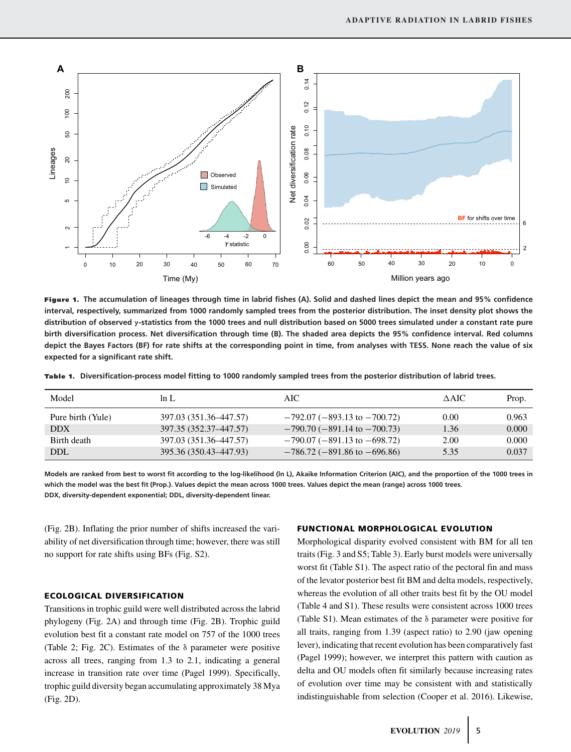**Figure 1.** The accumulation of lineages through time in labrid fishes (A). Solid and dashed lines depict the mean and 95% confidence interval, respectively, summarized from 1000 randomly sampled trees from the posterior distribution. The inset density plot shows the distribution of observed γ-statistics from the 1000 trees and null distribution based on 5000 trees simulated under a constant rate pure birth diversification process. Net diversification through time (B). The shaded area depicts the 95% confidence interval. Red columns depict the Bayes Factors (BF) for rate shifts at the corresponding point in time, from analyses with TESS. None reach the value of six expected for a significant rate shift.

**Table 1.** Diversification-process model fitting to 1000 randomly sampled trees from the posterior distribution of labrid trees.

| Model | ln L | AIC | ΔAIC | Prop. |
|---|---|---|---|---|
| Pure birth (Yule) | 397.03 (351.36–447.57) | −792.07 (−893.13 to −700.72) | 0.00 | 0.963 |
| DDX | 397.35 (352.37–447.57) | −790.70 (−891.14 to −700.73) | 1.36 | 0.000 |
| Birth death | 397.03 (351.36–447.57) | −790.07 (−891.13 to −698.72) | 2.00 | 0.000 |
| DDL | 395.36 (350.43–447.93) | −786.72 (−891.86 to −696.86) | 5.35 | 0.037 |

Models are ranked from best to worst fit according to the log-likelihood (ln L), Akaike Information Criterion (AIC), and the proportion of the 1000 trees in which the model was the best fit (Prop.). Values depict the mean across 1000 trees. Values depict the mean (range) across 1000 trees.
DDX, diversity-dependent exponential; DDL, diversity-dependent linear.

(Fig. 2B). Inflating the prior number of shifts increased the variability of net diversification through time; however, there was still no support for rate shifts using BFs (Fig. S2).

## ECOLOGICAL DIVERSIFICATION

Transitions in trophic guild were well distributed across the labrid phylogeny (Fig. 2A) and through time (Fig. 2B). Trophic guild evolution best fit a constant rate model on 757 of the 1000 trees (Table 2; Fig. 2C). Estimates of the δ parameter were positive across all trees, ranging from 1.3 to 2.1, indicating a general increase in transition rate over time (Pagel 1999). Specifically, trophic guild diversity began accumulating approximately 38 Mya (Fig. 2D).

## FUNCTIONAL MORPHOLOGICAL EVOLUTION

Morphological disparity evolved consistent with BM for all ten traits (Fig. 3 and S5; Table 3). Early burst models were universally worst fit (Table S1). The aspect ratio of the pectoral fin and mass of the levator posterior best fit BM and delta models, respectively, whereas the evolution of all other traits best fit by the OU model (Table 4 and S1). These results were consistent across 1000 trees (Table S1). Mean estimates of the δ parameter were positive for all traits, ranging from 1.39 (aspect ratio) to 2.90 (jaw opening lever), indicating that recent evolution has been comparatively fast (Pagel 1999); however, we interpret this pattern with caution as delta and OU models often fit similarly because increasing rates of evolution over time may be consistent with and statistically indistinguishable from selection (Cooper et al. 2016). Likewise,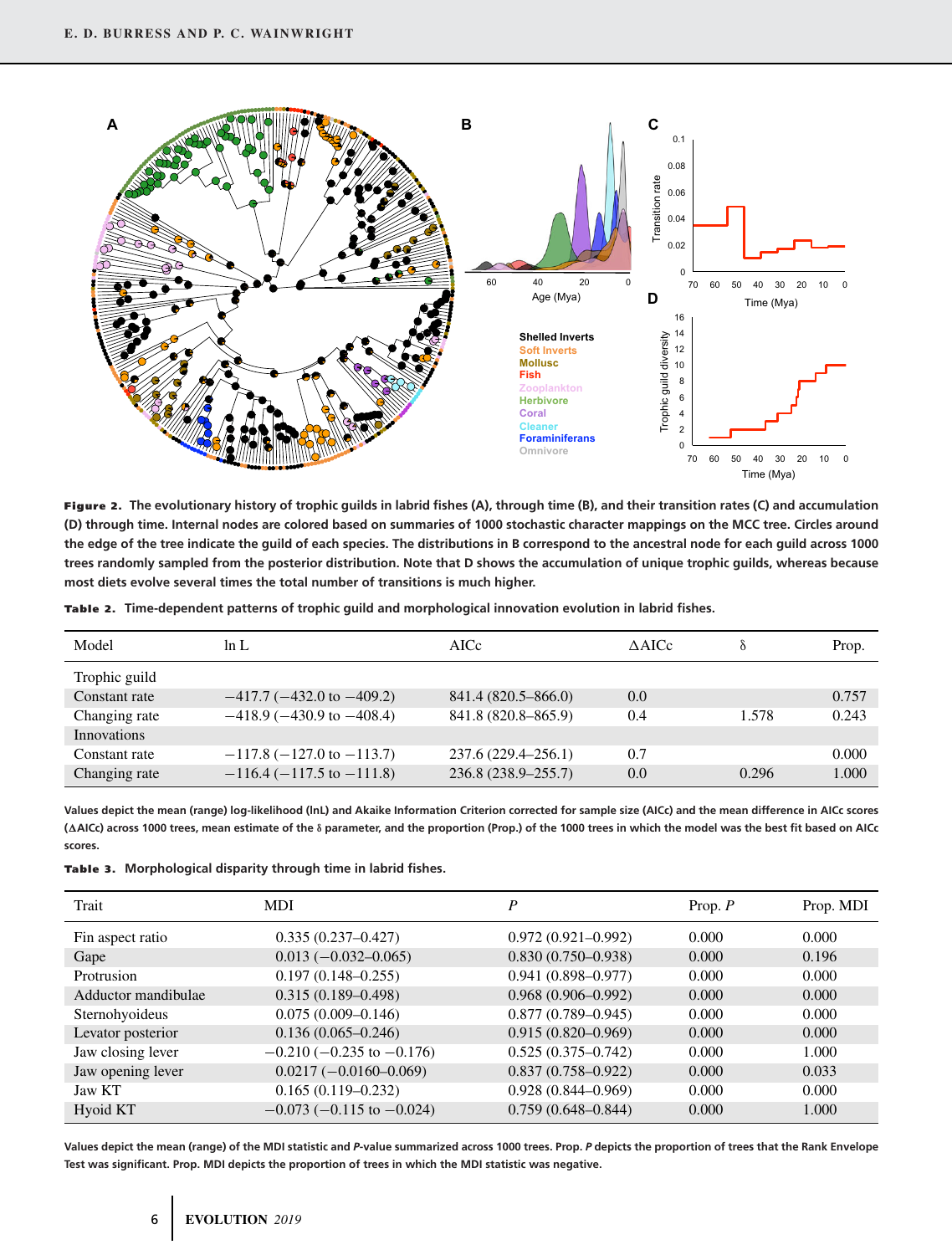**Figure 2.** The evolutionary history of trophic guilds in labrid fishes (A), through time (B), and their transition rates (C) and accumulation (D) through time. Internal nodes are colored based on summaries of 1000 stochastic character mappings on the MCC tree. Circles around the edge of the tree indicate the guild of each species. The distributions in B correspond to the ancestral node for each guild across 1000 trees randomly sampled from the posterior distribution. Note that D shows the accumulation of unique trophic guilds, whereas because most diets evolve several times the total number of transitions is much higher.

**Table 2.** Time-dependent patterns of trophic guild and morphological innovation evolution in labrid fishes.

| Model | ln L | AICc | ΔAICc | δ | Prop. |
|---|---|---|---|---|---|
| Trophic guild | | | | | |
| Constant rate | −417.7 (−432.0 to −409.2) | 841.4 (820.5–866.0) | 0.0 | | 0.757 |
| Changing rate | −418.9 (−430.9 to −408.4) | 841.8 (820.8–865.9) | 0.4 | 1.578 | 0.243 |
| Innovations | | | | | |
| Constant rate | −117.8 (−127.0 to −113.7) | 237.6 (229.4–256.1) | 0.7 | | 0.000 |
| Changing rate | −116.4 (−117.5 to −111.8) | 236.8 (238.9–255.7) | 0.0 | 0.296 | 1.000 |

Values depict the mean (range) log-likelihood (lnL) and Akaike Information Criterion corrected for sample size (AICc) and the mean difference in AICc scores (ΔAICc) across 1000 trees, mean estimate of the δ parameter, and the proportion (Prop.) of the 1000 trees in which the model was the best fit based on AICc scores.

**Table 3.** Morphological disparity through time in labrid fishes.

| Trait | MDI | *P* | Prop. *P* | Prop. MDI |
|---|---|---|---|---|
| Fin aspect ratio | 0.335 (0.237–0.427) | 0.972 (0.921–0.992) | 0.000 | 0.000 |
| Gape | 0.013 (−0.032–0.065) | 0.830 (0.750–0.938) | 0.000 | 0.196 |
| Protrusion | 0.197 (0.148–0.255) | 0.941 (0.898–0.977) | 0.000 | 0.000 |
| Adductor mandibulae | 0.315 (0.189–0.498) | 0.968 (0.906–0.992) | 0.000 | 0.000 |
| Sternohyoideus | 0.075 (0.009–0.146) | 0.877 (0.789–0.945) | 0.000 | 0.000 |
| Levator posterior | 0.136 (0.065–0.246) | 0.915 (0.820–0.969) | 0.000 | 0.000 |
| Jaw closing lever | −0.210 (−0.235 to −0.176) | 0.525 (0.375–0.742) | 0.000 | 1.000 |
| Jaw opening lever | 0.0217 (−0.0160–0.069) | 0.837 (0.758–0.922) | 0.000 | 0.033 |
| Jaw KT | 0.165 (0.119–0.232) | 0.928 (0.844–0.969) | 0.000 | 0.000 |
| Hyoid KT | −0.073 (−0.115 to −0.024) | 0.759 (0.648–0.844) | 0.000 | 1.000 |

Values depict the mean (range) of the MDI statistic and *P*-value summarized across 1000 trees. Prop. *P* depicts the proportion of trees that the Rank Envelope Test was significant. Prop. MDI depicts the proportion of trees in which the MDI statistic was negative.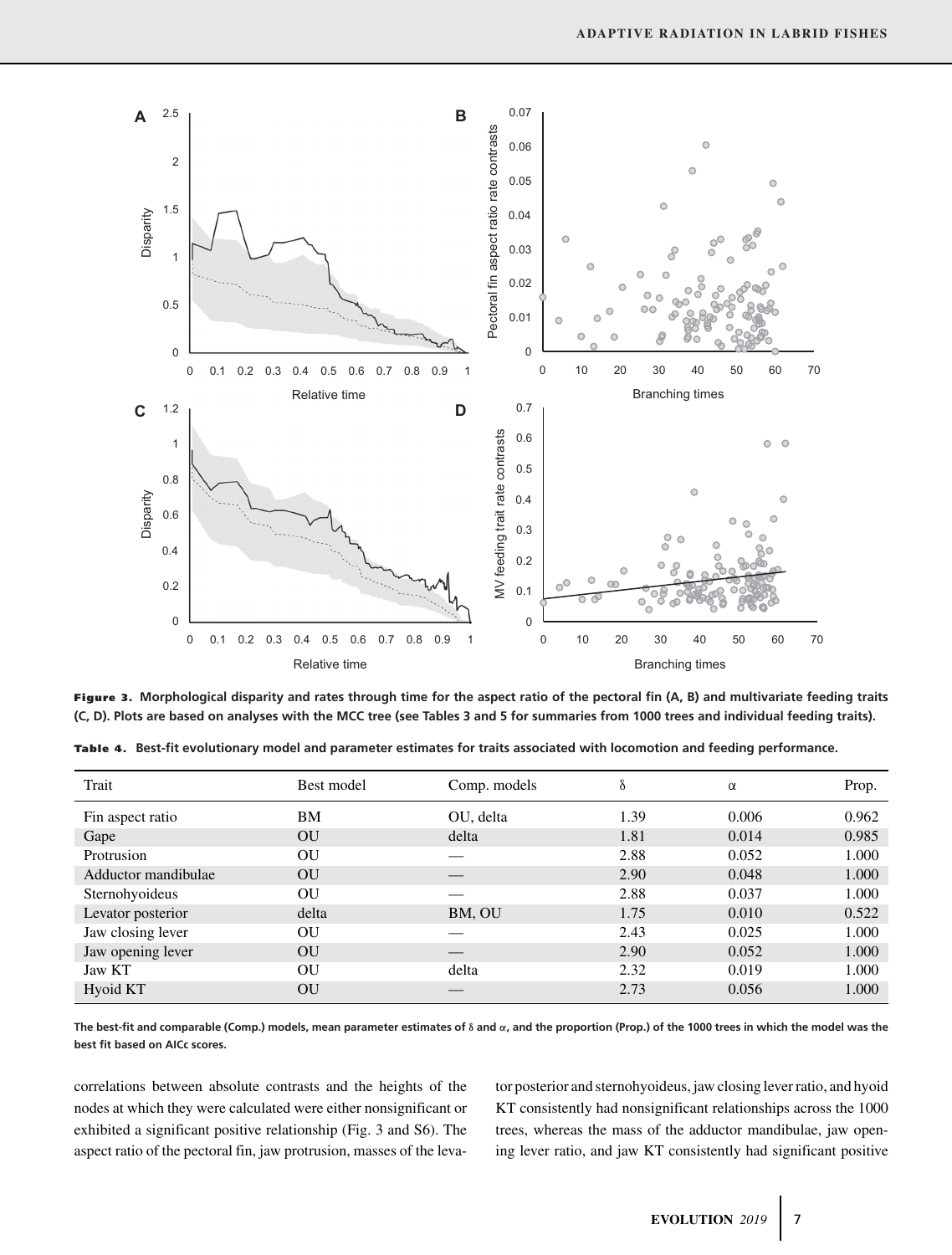**Figure 3.** Morphological disparity and rates through time for the aspect ratio of the pectoral fin (A, B) and multivariate feeding traits (C, D). Plots are based on analyses with the MCC tree (see Tables 3 and 5 for summaries from 1000 trees and individual feeding traits).

**Table 4.** Best-fit evolutionary model and parameter estimates for traits associated with locomotion and feeding performance.

| Trait | Best model | Comp. models | δ | α | Prop. |
|---|---|---|---|---|---|
| Fin aspect ratio | BM | OU, delta | 1.39 | 0.006 | 0.962 |
| Gape | OU | delta | 1.81 | 0.014 | 0.985 |
| Protrusion | OU | — | 2.88 | 0.052 | 1.000 |
| Adductor mandibulae | OU | — | 2.90 | 0.048 | 1.000 |
| Sternohyoideus | OU | — | 2.88 | 0.037 | 1.000 |
| Levator posterior | delta | BM, OU | 1.75 | 0.010 | 0.522 |
| Jaw closing lever | OU | — | 2.43 | 0.025 | 1.000 |
| Jaw opening lever | OU | — | 2.90 | 0.052 | 1.000 |
| Jaw KT | OU | delta | 2.32 | 0.019 | 1.000 |
| Hyoid KT | OU | — | 2.73 | 0.056 | 1.000 |

The best-fit and comparable (Comp.) models, mean parameter estimates of δ and α, and the proportion (Prop.) of the 1000 trees in which the model was the best fit based on AICc scores.

correlations between absolute contrasts and the heights of the nodes at which they were calculated were either nonsignificant or exhibited a significant positive relationship (Fig. 3 and S6). The aspect ratio of the pectoral fin, jaw protrusion, masses of the levator posterior and sternohyoideus, jaw closing lever ratio, and hyoid KT consistently had nonsignificant relationships across the 1000 trees, whereas the mass of the adductor mandibulae, jaw opening lever ratio, and jaw KT consistently had significant positive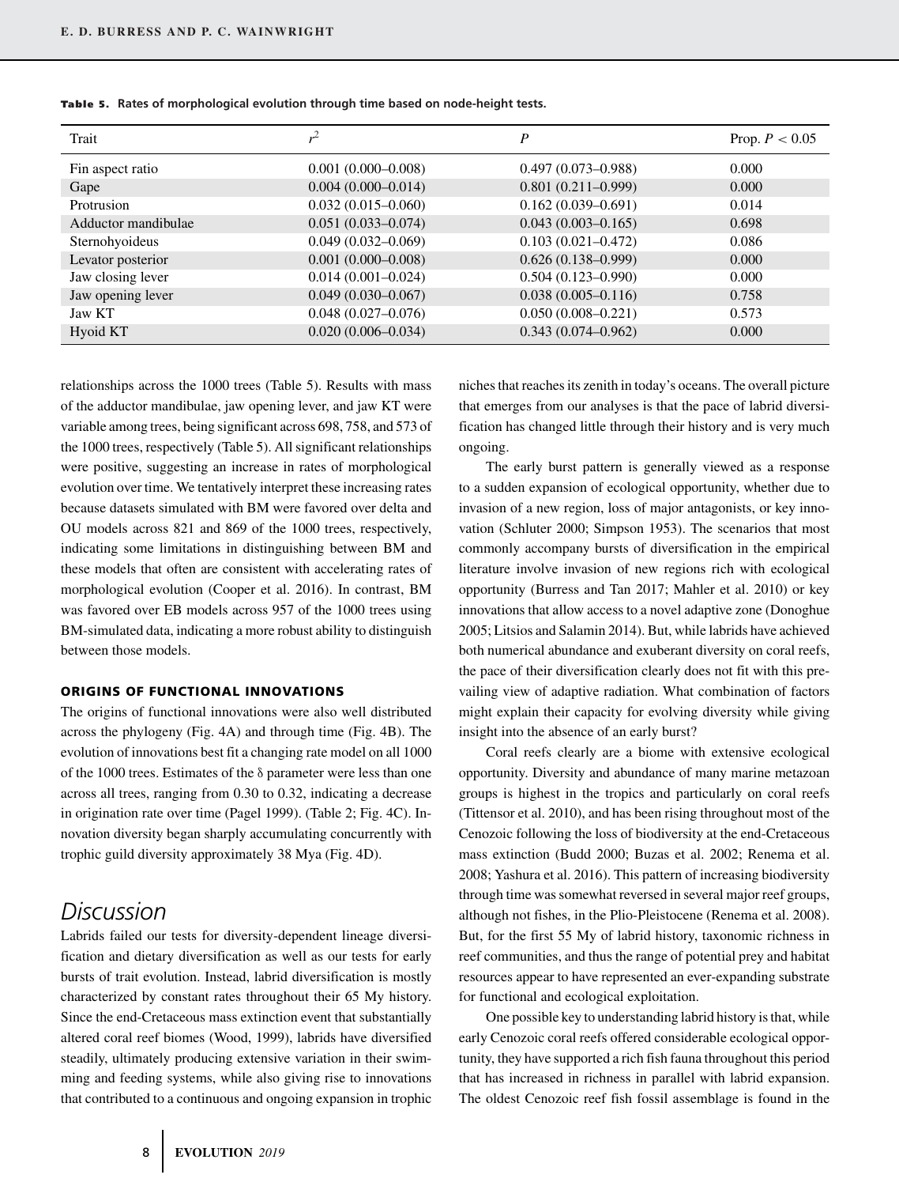**Table 5.** Rates of morphological evolution through time based on node-height tests.

| Trait | $r^2$ | $P$ | Prop. $P < 0.05$ |
|---|---|---|---|
| Fin aspect ratio | 0.001 (0.000–0.008) | 0.497 (0.073–0.988) | 0.000 |
| Gape | 0.004 (0.000–0.014) | 0.801 (0.211–0.999) | 0.000 |
| Protrusion | 0.032 (0.015–0.060) | 0.162 (0.039–0.691) | 0.014 |
| Adductor mandibulae | 0.051 (0.033–0.074) | 0.043 (0.003–0.165) | 0.698 |
| Sternohyoideus | 0.049 (0.032–0.069) | 0.103 (0.021–0.472) | 0.086 |
| Levator posterior | 0.001 (0.000–0.008) | 0.626 (0.138–0.999) | 0.000 |
| Jaw closing lever | 0.014 (0.001–0.024) | 0.504 (0.123–0.990) | 0.000 |
| Jaw opening lever | 0.049 (0.030–0.067) | 0.038 (0.005–0.116) | 0.758 |
| Jaw KT | 0.048 (0.027–0.076) | 0.050 (0.008–0.221) | 0.573 |
| Hyoid KT | 0.020 (0.006–0.034) | 0.343 (0.074–0.962) | 0.000 |

relationships across the 1000 trees (Table 5). Results with mass of the adductor mandibulae, jaw opening lever, and jaw KT were variable among trees, being significant across 698, 758, and 573 of the 1000 trees, respectively (Table 5). All significant relationships were positive, suggesting an increase in rates of morphological evolution over time. We tentatively interpret these increasing rates because datasets simulated with BM were favored over delta and OU models across 821 and 869 of the 1000 trees, respectively, indicating some limitations in distinguishing between BM and these models that often are consistent with accelerating rates of morphological evolution (Cooper et al. 2016). In contrast, BM was favored over EB models across 957 of the 1000 trees using BM-simulated data, indicating a more robust ability to distinguish between those models.

### ORIGINS OF FUNCTIONAL INNOVATIONS

The origins of functional innovations were also well distributed across the phylogeny (Fig. 4A) and through time (Fig. 4B). The evolution of innovations best fit a changing rate model on all 1000 of the 1000 trees. Estimates of the $\delta$ parameter were less than one across all trees, ranging from 0.30 to 0.32, indicating a decrease in origination rate over time (Pagel 1999). (Table 2; Fig. 4C). Innovation diversity began sharply accumulating concurrently with trophic guild diversity approximately 38 Mya (Fig. 4D).

## Discussion

Labrids failed our tests for diversity-dependent lineage diversification and dietary diversification as well as our tests for early bursts of trait evolution. Instead, labrid diversification is mostly characterized by constant rates throughout their 65 My history. Since the end-Cretaceous mass extinction event that substantially altered coral reef biomes (Wood, 1999), labrids have diversified steadily, ultimately producing extensive variation in their swimming and feeding systems, while also giving rise to innovations that contributed to a continuous and ongoing expansion in trophic niches that reaches its zenith in today's oceans. The overall picture that emerges from our analyses is that the pace of labrid diversification has changed little through their history and is very much ongoing.

The early burst pattern is generally viewed as a response to a sudden expansion of ecological opportunity, whether due to invasion of a new region, loss of major antagonists, or key innovation (Schluter 2000; Simpson 1953). The scenarios that most commonly accompany bursts of diversification in the empirical literature involve invasion of new regions rich with ecological opportunity (Burress and Tan 2017; Mahler et al. 2010) or key innovations that allow access to a novel adaptive zone (Donoghue 2005; Litsios and Salamin 2014). But, while labrids have achieved both numerical abundance and exuberant diversity on coral reefs, the pace of their diversification clearly does not fit with this prevailing view of adaptive radiation. What combination of factors might explain their capacity for evolving diversity while giving insight into the absence of an early burst?

Coral reefs clearly are a biome with extensive ecological opportunity. Diversity and abundance of many marine metazoan groups is highest in the tropics and particularly on coral reefs (Tittensor et al. 2010), and has been rising throughout most of the Cenozoic following the loss of biodiversity at the end-Cretaceous mass extinction (Budd 2000; Buzas et al. 2002; Renema et al. 2008; Yashura et al. 2016). This pattern of increasing biodiversity through time was somewhat reversed in several major reef groups, although not fishes, in the Plio-Pleistocene (Renema et al. 2008). But, for the first 55 My of labrid history, taxonomic richness in reef communities, and thus the range of potential prey and habitat resources appear to have represented an ever-expanding substrate for functional and ecological exploitation.

One possible key to understanding labrid history is that, while early Cenozoic coral reefs offered considerable ecological opportunity, they have supported a rich fish fauna throughout this period that has increased in richness in parallel with labrid expansion. The oldest Cenozoic reef fish fossil assemblage is found in the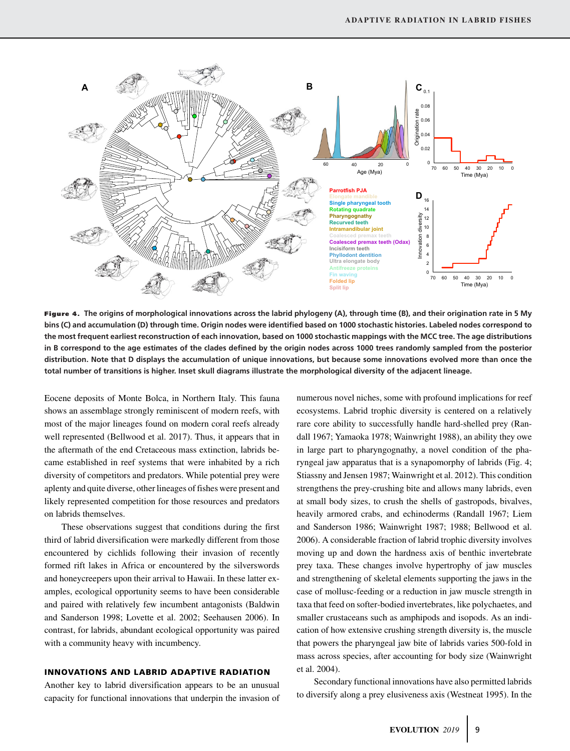**Figure 4.** The origins of morphological innovations across the labrid phylogeny (A), through time (B), and their origination rate in 5 My bins (C) and accumulation (D) through time. Origin nodes were identified based on 1000 stochastic histories. Labeled nodes correspond to the most frequent earliest reconstruction of each innovation, based on 1000 stochastic mappings with the MCC tree. The age distributions in B correspond to the age estimates of the clades defined by the origin nodes across 1000 trees randomly sampled from the posterior distribution. Note that D displays the accumulation of unique innovations, but because some innovations evolved more than once the total number of transitions is higher. Inset skull diagrams illustrate the morphological diversity of the adjacent lineage.

Eocene deposits of Monte Bolca, in Northern Italy. This fauna shows an assemblage strongly reminiscent of modern reefs, with most of the major lineages found on modern coral reefs already well represented (Bellwood et al. 2017). Thus, it appears that in the aftermath of the end Cretaceous mass extinction, labrids became established in reef systems that were inhabited by a rich diversity of competitors and predators. While potential prey were aplenty and quite diverse, other lineages of fishes were present and likely represented competition for those resources and predators on labrids themselves.

These observations suggest that conditions during the first third of labrid diversification were markedly different from those encountered by cichlids following their invasion of recently formed rift lakes in Africa or encountered by the silverswords and honeycreepers upon their arrival to Hawaii. In these latter examples, ecological opportunity seems to have been considerable and paired with relatively few incumbent antagonists (Baldwin and Sanderson 1998; Lovette et al. 2002; Seehausen 2006). In contrast, for labrids, abundant ecological opportunity was paired with a community heavy with incumbency.

## INNOVATIONS AND LABRID ADAPTIVE RADIATION

Another key to labrid diversification appears to be an unusual capacity for functional innovations that underpin the invasion of numerous novel niches, some with profound implications for reef ecosystems. Labrid trophic diversity is centered on a relatively rare core ability to successfully handle hard-shelled prey (Randall 1967; Yamaoka 1978; Wainwright 1988), an ability they owe in large part to pharyngognathy, a novel condition of the pharyngeal jaw apparatus that is a synapomorphy of labrids (Fig. 4; Stiassny and Jensen 1987; Wainwright et al. 2012). This condition strengthens the prey-crushing bite and allows many labrids, even at small body sizes, to crush the shells of gastropods, bivalves, heavily armored crabs, and echinoderms (Randall 1967; Liem and Sanderson 1986; Wainwright 1987; 1988; Bellwood et al. 2006). A considerable fraction of labrid trophic diversity involves moving up and down the hardness axis of benthic invertebrate prey taxa. These changes involve hypertrophy of jaw muscles and strengthening of skeletal elements supporting the jaws in the case of mollusc-feeding or a reduction in jaw muscle strength in taxa that feed on softer-bodied invertebrates, like polychaetes, and smaller crustaceans such as amphipods and isopods. As an indication of how extensive crushing strength diversity is, the muscle that powers the pharyngeal jaw bite of labrids varies 500-fold in mass across species, after accounting for body size (Wainwright et al. 2004).

Secondary functional innovations have also permitted labrids to diversify along a prey elusiveness axis (Westneat 1995). In the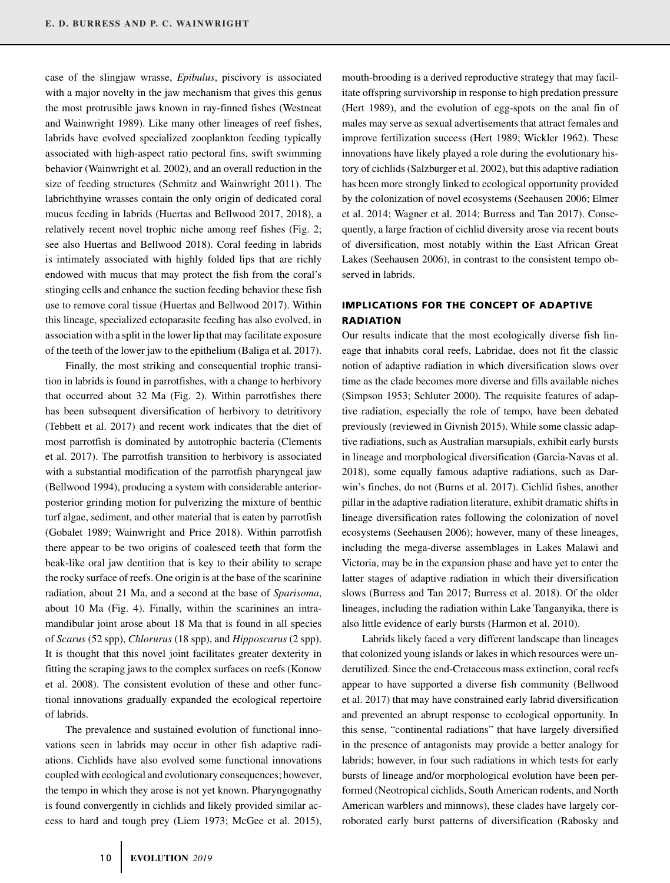case of the slingjaw wrasse, *Epibulus*, piscivory is associated with a major novelty in the jaw mechanism that gives this genus the most protrusible jaws known in ray-finned fishes (Westneat and Wainwright 1989). Like many other lineages of reef fishes, labrids have evolved specialized zooplankton feeding typically associated with high-aspect ratio pectoral fins, swift swimming behavior (Wainwright et al. 2002), and an overall reduction in the size of feeding structures (Schmitz and Wainwright 2011). The labrichthyine wrasses contain the only origin of dedicated coral mucus feeding in labrids (Huertas and Bellwood 2017, 2018), a relatively recent novel trophic niche among reef fishes (Fig. 2; see also Huertas and Bellwood 2018). Coral feeding in labrids is intimately associated with highly folded lips that are richly endowed with mucus that may protect the fish from the coral's stinging cells and enhance the suction feeding behavior these fish use to remove coral tissue (Huertas and Bellwood 2017). Within this lineage, specialized ectoparasite feeding has also evolved, in association with a split in the lower lip that may facilitate exposure of the teeth of the lower jaw to the epithelium (Baliga et al. 2017).

Finally, the most striking and consequential trophic transition in labrids is found in parrotfishes, with a change to herbivory that occurred about 32 Ma (Fig. 2). Within parrotfishes there has been subsequent diversification of herbivory to detritivory (Tebbett et al. 2017) and recent work indicates that the diet of most parrotfish is dominated by autotrophic bacteria (Clements et al. 2017). The parrotfish transition to herbivory is associated with a substantial modification of the parrotfish pharyngeal jaw (Bellwood 1994), producing a system with considerable anterior-posterior grinding motion for pulverizing the mixture of benthic turf algae, sediment, and other material that is eaten by parrotfish (Gobalet 1989; Wainwright and Price 2018). Within parrotfish there appear to be two origins of coalesced teeth that form the beak-like oral jaw dentition that is key to their ability to scrape the rocky surface of reefs. One origin is at the base of the scarinine radiation, about 21 Ma, and a second at the base of *Sparisoma*, about 10 Ma (Fig. 4). Finally, within the scarinines an intramandibular joint arose about 18 Ma that is found in all species of *Scarus* (52 spp), *Chlorurus* (18 spp), and *Hipposcarus* (2 spp). It is thought that this novel joint facilitates greater dexterity in fitting the scraping jaws to the complex surfaces on reefs (Konow et al. 2008). The consistent evolution of these and other functional innovations gradually expanded the ecological repertoire of labrids.

The prevalence and sustained evolution of functional innovations seen in labrids may occur in other fish adaptive radiations. Cichlids have also evolved some functional innovations coupled with ecological and evolutionary consequences; however, the tempo in which they arose is not yet known. Pharyngognathy is found convergently in cichlids and likely provided similar access to hard and tough prey (Liem 1973; McGee et al. 2015), mouth-brooding is a derived reproductive strategy that may facilitate offspring survivorship in response to high predation pressure (Hert 1989), and the evolution of egg-spots on the anal fin of males may serve as sexual advertisements that attract females and improve fertilization success (Hert 1989; Wickler 1962). These innovations have likely played a role during the evolutionary history of cichlids (Salzburger et al. 2002), but this adaptive radiation has been more strongly linked to ecological opportunity provided by the colonization of novel ecosystems (Seehausen 2006; Elmer et al. 2014; Wagner et al. 2014; Burress and Tan 2017). Consequently, a large fraction of cichlid diversity arose via recent bouts of diversification, most notably within the East African Great Lakes (Seehausen 2006), in contrast to the consistent tempo observed in labrids.

## IMPLICATIONS FOR THE CONCEPT OF ADAPTIVE RADIATION

Our results indicate that the most ecologically diverse fish lineage that inhabits coral reefs, Labridae, does not fit the classic notion of adaptive radiation in which diversification slows over time as the clade becomes more diverse and fills available niches (Simpson 1953; Schluter 2000). The requisite features of adaptive radiation, especially the role of tempo, have been debated previously (reviewed in Givnish 2015). While some classic adaptive radiations, such as Australian marsupials, exhibit early bursts in lineage and morphological diversification (Garcia-Navas et al. 2018), some equally famous adaptive radiations, such as Darwin's finches, do not (Burns et al. 2017). Cichlid fishes, another pillar in the adaptive radiation literature, exhibit dramatic shifts in lineage diversification rates following the colonization of novel ecosystems (Seehausen 2006); however, many of these lineages, including the mega-diverse assemblages in Lakes Malawi and Victoria, may be in the expansion phase and have yet to enter the latter stages of adaptive radiation in which their diversification slows (Burress and Tan 2017; Burress et al. 2018). Of the older lineages, including the radiation within Lake Tanganyika, there is also little evidence of early bursts (Harmon et al. 2010).

Labrids likely faced a very different landscape than lineages that colonized young islands or lakes in which resources were underutilized. Since the end-Cretaceous mass extinction, coral reefs appear to have supported a diverse fish community (Bellwood et al. 2017) that may have constrained early labrid diversification and prevented an abrupt response to ecological opportunity. In this sense, "continental radiations" that have largely diversified in the presence of antagonists may provide a better analogy for labrids; however, in four such radiations in which tests for early bursts of lineage and/or morphological evolution have been performed (Neotropical cichlids, South American rodents, and North American warblers and minnows), these clades have largely corroborated early burst patterns of diversification (Rabosky and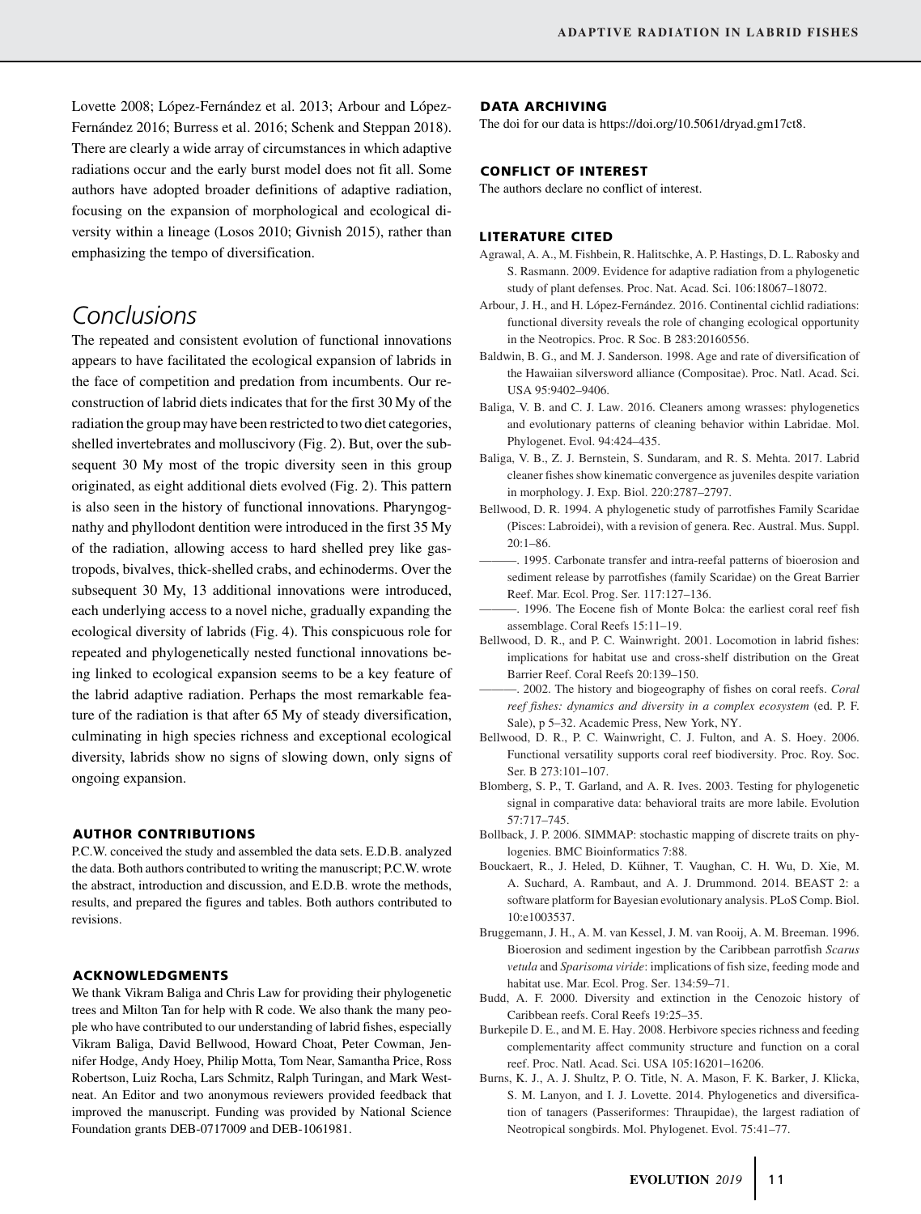Lovette 2008; López-Fernández et al. 2013; Arbour and López-Fernández 2016; Burress et al. 2016; Schenk and Steppan 2018). There are clearly a wide array of circumstances in which adaptive radiations occur and the early burst model does not fit all. Some authors have adopted broader definitions of adaptive radiation, focusing on the expansion of morphological and ecological diversity within a lineage (Losos 2010; Givnish 2015), rather than emphasizing the tempo of diversification.

## Conclusions

The repeated and consistent evolution of functional innovations appears to have facilitated the ecological expansion of labrids in the face of competition and predation from incumbents. Our reconstruction of labrid diets indicates that for the first 30 My of the radiation the group may have been restricted to two diet categories, shelled invertebrates and molluscivory (Fig. 2). But, over the subsequent 30 My most of the tropic diversity seen in this group originated, as eight additional diets evolved (Fig. 2). This pattern is also seen in the history of functional innovations. Pharyngognathy and phyllodont dentition were introduced in the first 35 My of the radiation, allowing access to hard shelled prey like gastropods, bivalves, thick-shelled crabs, and echinoderms. Over the subsequent 30 My, 13 additional innovations were introduced, each underlying access to a novel niche, gradually expanding the ecological diversity of labrids (Fig. 4). This conspicuous role for repeated and phylogenetically nested functional innovations being linked to ecological expansion seems to be a key feature of the labrid adaptive radiation. Perhaps the most remarkable feature of the radiation is that after 65 My of steady diversification, culminating in high species richness and exceptional ecological diversity, labrids show no signs of slowing down, only signs of ongoing expansion.

### AUTHOR CONTRIBUTIONS

P.C.W. conceived the study and assembled the data sets. E.D.B. analyzed the data. Both authors contributed to writing the manuscript; P.C.W. wrote the abstract, introduction and discussion, and E.D.B. wrote the methods, results, and prepared the figures and tables. Both authors contributed to revisions.

### ACKNOWLEDGMENTS

We thank Vikram Baliga and Chris Law for providing their phylogenetic trees and Milton Tan for help with R code. We also thank the many people who have contributed to our understanding of labrid fishes, especially Vikram Baliga, David Bellwood, Howard Choat, Peter Cowman, Jennifer Hodge, Andy Hoey, Philip Motta, Tom Near, Samantha Price, Ross Robertson, Luiz Rocha, Lars Schmitz, Ralph Turingan, and Mark Westneat. An Editor and two anonymous reviewers provided feedback that improved the manuscript. Funding was provided by National Science Foundation grants DEB-0717009 and DEB-1061981.

### DATA ARCHIVING

The doi for our data is https://doi.org/10.5061/dryad.gm17ct8.

### CONFLICT OF INTEREST

The authors declare no conflict of interest.

### LITERATURE CITED

Agrawal, A. A., M. Fishbein, R. Halitschke, A. P. Hastings, D. L. Rabosky and S. Rasmann. 2009. Evidence for adaptive radiation from a phylogenetic study of plant defenses. Proc. Nat. Acad. Sci. 106:18067–18072.

Arbour, J. H., and H. López-Fernández. 2016. Continental cichlid radiations: functional diversity reveals the role of changing ecological opportunity in the Neotropics. Proc. R Soc. B 283:20160556.

Baldwin, B. G., and M. J. Sanderson. 1998. Age and rate of diversification of the Hawaiian silversword alliance (Compositae). Proc. Natl. Acad. Sci. USA 95:9402–9406.

Baliga, V. B. and C. J. Law. 2016. Cleaners among wrasses: phylogenetics and evolutionary patterns of cleaning behavior within Labridae. Mol. Phylogenet. Evol. 94:424–435.

Baliga, V. B., Z. J. Bernstein, S. Sundaram, and R. S. Mehta. 2017. Labrid cleaner fishes show kinematic convergence as juveniles despite variation in morphology. J. Exp. Biol. 220:2787–2797.

Bellwood, D. R. 1994. A phylogenetic study of parrotfishes Family Scaridae (Pisces: Labroidei), with a revision of genera. Rec. Austral. Mus. Suppl. 20:1–86.

———. 1995. Carbonate transfer and intra-reefal patterns of bioerosion and sediment release by parrotfishes (family Scaridae) on the Great Barrier Reef. Mar. Ecol. Prog. Ser. 117:127–136.

———. 1996. The Eocene fish of Monte Bolca: the earliest coral reef fish assemblage. Coral Reefs 15:11–19.

Bellwood, D. R., and P. C. Wainwright. 2001. Locomotion in labrid fishes: implications for habitat use and cross-shelf distribution on the Great Barrier Reef. Coral Reefs 20:139–150.

———. 2002. The history and biogeography of fishes on coral reefs. *Coral reef fishes: dynamics and diversity in a complex ecosystem* (ed. P. F. Sale), p 5–32. Academic Press, New York, NY.

Bellwood, D. R., P. C. Wainwright, C. J. Fulton, and A. S. Hoey. 2006. Functional versatility supports coral reef biodiversity. Proc. Roy. Soc. Ser. B 273:101–107.

Blomberg, S. P., T. Garland, and A. R. Ives. 2003. Testing for phylogenetic signal in comparative data: behavioral traits are more labile. Evolution 57:717–745.

Bollback, J. P. 2006. SIMMAP: stochastic mapping of discrete traits on phylogenies. BMC Bioinformatics 7:88.

Bouckaert, R., J. Heled, D. Kühner, T. Vaughan, C. H. Wu, D. Xie, M. A. Suchard, A. Rambaut, and A. J. Drummond. 2014. BEAST 2: a software platform for Bayesian evolutionary analysis. PLoS Comp. Biol. 10:e1003537.

Bruggemann, J. H., A. M. van Kessel, J. M. van Rooij, A. M. Breeman. 1996. Bioerosion and sediment ingestion by the Caribbean parrotfish *Scarus vetula* and *Sparisoma viride*: implications of fish size, feeding mode and habitat use. Mar. Ecol. Prog. Ser. 134:59–71.

Budd, A. F. 2000. Diversity and extinction in the Cenozoic history of Caribbean reefs. Coral Reefs 19:25–35.

Burkepile D. E., and M. E. Hay. 2008. Herbivore species richness and feeding complementarity affect community structure and function on a coral reef. Proc. Natl. Acad. Sci. USA 105:16201–16206.

Burns, K. J., A. J. Shultz, P. O. Title, N. A. Mason, F. K. Barker, J. Klicka, S. M. Lanyon, and I. J. Lovette. 2014. Phylogenetics and diversification of tanagers (Passeriformes: Thraupidae), the largest radiation of Neotropical songbirds. Mol. Phylogenet. Evol. 75:41–77.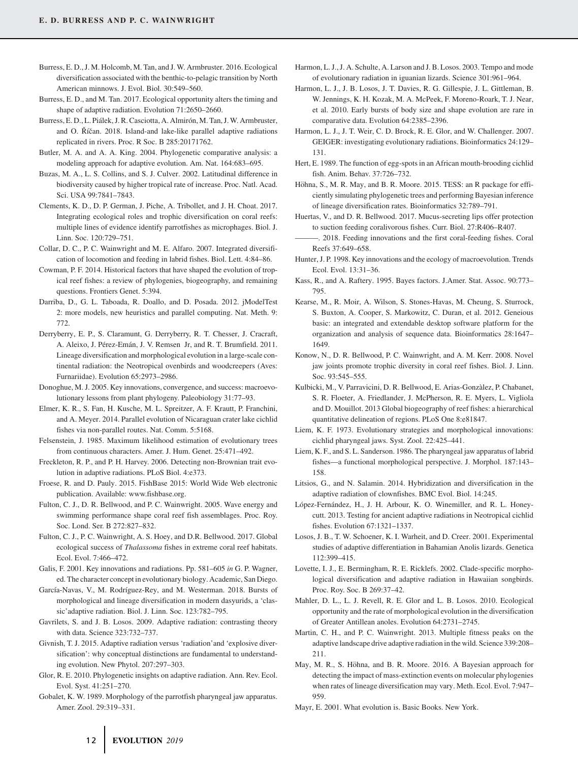Burress, E. D., J. M. Holcomb, M. Tan, and J. W. Armbruster. 2016. Ecological diversification associated with the benthic-to-pelagic transition by North American minnows. J. Evol. Biol. 30:549–560.

Burress, E. D., and M. Tan. 2017. Ecological opportunity alters the timing and shape of adaptive radiation. Evolution 71:2650–2660.

Burress, E. D., L. Piálek, J. R. Casciotta, A. Almirón, M. Tan, J. W. Armbruster, and O. Říčan. 2018. Island-and lake-like parallel adaptive radiations replicated in rivers. Proc. R Soc. B 285:20171762.

Butler, M. A. and A. A. King. 2004. Phylogenetic comparative analysis: a modeling approach for adaptive evolution. Am. Nat. 164:683–695.

Buzas, M. A., L. S. Collins, and S. J. Culver. 2002. Latitudinal difference in biodiversity caused by higher tropical rate of increase. Proc. Natl. Acad. Sci. USA 99:7841–7843.

Clements, K. D., D. P. German, J. Piche, A. Tribollet, and J. H. Choat. 2017. Integrating ecological roles and trophic diversification on coral reefs: multiple lines of evidence identify parrotfishes as microphages. Biol. J. Linn. Soc. 120:729–751.

Collar, D. C., P. C. Wainwright and M. E. Alfaro. 2007. Integrated diversification of locomotion and feeding in labrid fishes. Biol. Lett. 4:84–86.

Cowman, P. F. 2014. Historical factors that have shaped the evolution of tropical reef fishes: a review of phylogenies, biogeography, and remaining questions. Frontiers Genet. 5:394.

Darriba, D., G. L. Taboada, R. Doallo, and D. Posada. 2012. jModelTest 2: more models, new heuristics and parallel computing. Nat. Meth. 9: 772.

Derryberry, E. P., S. Claramunt, G. Derryberry, R. T. Chesser, J. Cracraft, A. Aleixo, J. Pérez-Emán, J. V. Remsen Jr, and R. T. Brumfield. 2011. Lineage diversification and morphological evolution in a large-scale continental radiation: the Neotropical ovenbirds and woodcreepers (Aves: Furnariidae). Evolution 65:2973–2986.

Donoghue, M. J. 2005. Key innovations, convergence, and success: macroevolutionary lessons from plant phylogeny. Paleobiology 31:77–93.

Elmer, K. R., S. Fan, H. Kusche, M. L. Spreitzer, A. F. Krautt, P. Franchini, and A. Meyer. 2014. Parallel evolution of Nicaraguan crater lake cichlid fishes via non-parallel routes. Nat. Comm. 5:5168.

Felsenstein, J. 1985. Maximum likelihood estimation of evolutionary trees from continuous characters. Amer. J. Hum. Genet. 25:471–492.

Freckleton, R. P., and P. H. Harvey. 2006. Detecting non-Brownian trait evolution in adaptive radiations. PLoS Biol. 4:e373.

Froese, R. and D. Pauly. 2015. FishBase 2015: World Wide Web electronic publication. Available: www.fishbase.org.

Fulton, C. J., D. R. Bellwood, and P. C. Wainwright. 2005. Wave energy and swimming performance shape coral reef fish assemblages. Proc. Roy. Soc. Lond. Ser. B 272:827–832.

Fulton, C. J., P. C. Wainwright, A. S. Hoey, and D.R. Bellwood. 2017. Global ecological success of *Thalassoma* fishes in extreme coral reef habitats. Ecol. Evol. 7:466–472.

Galis, F. 2001. Key innovations and radiations. Pp. 581–605 *in* G. P. Wagner, ed. The character concept in evolutionary biology. Academic, San Diego.

García-Navas, V., M. Rodríguez-Rey, and M. Westerman. 2018. Bursts of morphological and lineage diversification in modern dasyurids, a 'classic'adaptive radiation. Biol. J. Linn. Soc. 123:782–795.

Gavrilets, S. and J. B. Losos. 2009. Adaptive radiation: contrasting theory with data. Science 323:732–737.

Givnish, T. J. 2015. Adaptive radiation versus 'radiation'and 'explosive diversification': why conceptual distinctions are fundamental to understanding evolution. New Phytol. 207:297–303.

Glor, R. E. 2010. Phylogenetic insights on adaptive radiation. Ann. Rev. Ecol. Evol. Syst. 41:251–270.

Gobalet, K. W. 1989. Morphology of the parrotfish pharyngeal jaw apparatus. Amer. Zool. 29:319–331.

Harmon, L. J., J. A. Schulte, A. Larson and J. B. Losos. 2003. Tempo and mode of evolutionary radiation in iguanian lizards. Science 301:961–964.

Harmon, L. J., J. B. Losos, J. T. Davies, R. G. Gillespie, J. L. Gittleman, B. W. Jennings, K. H. Kozak, M. A. McPeek, F. Moreno-Roark, T. J. Near, et al. 2010. Early bursts of body size and shape evolution are rare in comparative data. Evolution 64:2385–2396.

Harmon, L. J., J. T. Weir, C. D. Brock, R. E. Glor, and W. Challenger. 2007. GEIGER: investigating evolutionary radiations. Bioinformatics 24:129–131.

Hert, E. 1989. The function of egg-spots in an African mouth-brooding cichlid fish. Anim. Behav. 37:726–732.

Höhna, S., M. R. May, and B. R. Moore. 2015. TESS: an R package for efficiently simulating phylogenetic trees and performing Bayesian inference of lineage diversification rates. Bioinformatics 32:789–791.

Huertas, V., and D. R. Bellwood. 2017. Mucus-secreting lips offer protection to suction feeding coralivorous fishes. Curr. Biol. 27:R406–R407.

———. 2018. Feeding innovations and the first coral-feeding fishes. Coral Reefs 37:649–658.

Hunter, J. P. 1998. Key innovations and the ecology of macroevolution. Trends Ecol. Evol. 13:31–36.

Kass, R., and A. Raftery. 1995. Bayes factors. J.Amer. Stat. Assoc. 90:773–795.

Kearse, M., R. Moir, A. Wilson, S. Stones-Havas, M. Cheung, S. Sturrock, S. Buxton, A. Cooper, S. Markowitz, C. Duran, et al. 2012. Geneious basic: an integrated and extendable desktop software platform for the organization and analysis of sequence data. Bioinformatics 28:1647–1649.

Konow, N., D. R. Bellwood, P. C. Wainwright, and A. M. Kerr. 2008. Novel jaw joints promote trophic diversity in coral reef fishes. Biol. J. Linn. Soc. 93:545–555.

Kulbicki, M., V. Parravicini, D. R. Bellwood, E. Arias-Gonzàlez, P. Chabanet, S. R. Floeter, A. Friedlander, J. McPherson, R. E. Myers, L. Vigliola and D. Mouillot. 2013 Global biogeography of reef fishes: a hierarchical quantitative delineation of regions. PLoS One 8:e81847.

Liem, K. F. 1973. Evolutionary strategies and morphological innovations: cichlid pharyngeal jaws. Syst. Zool. 22:425–441.

Liem, K. F., and S. L. Sanderson. 1986. The pharyngeal jaw apparatus of labrid fishes—a functional morphological perspective. J. Morphol. 187:143–158.

Litsios, G., and N. Salamin. 2014. Hybridization and diversification in the adaptive radiation of clownfishes. BMC Evol. Biol. 14:245.

López-Fernández, H., J. H. Arbour, K. O. Winemiller, and R. L. Honeycutt. 2013. Testing for ancient adaptive radiations in Neotropical cichlid fishes. Evolution 67:1321–1337.

Losos, J. B., T. W. Schoener, K. I. Warheit, and D. Creer. 2001. Experimental studies of adaptive differentiation in Bahamian Anolis lizards. Genetica 112:399–415.

Lovette, I. J., E. Bermingham, R. E. Ricklefs. 2002. Clade-specific morphological diversification and adaptive radiation in Hawaiian songbirds. Proc. Roy. Soc. B 269:37–42.

Mahler, D. L., L. J. Revell, R. E. Glor and L. B. Losos. 2010. Ecological opportunity and the rate of morphological evolution in the diversification of Greater Antillean anoles. Evolution 64:2731–2745.

Martin, C. H., and P. C. Wainwright. 2013. Multiple fitness peaks on the adaptive landscape drive adaptive radiation in the wild. Science 339:208–211.

May, M. R., S. Höhna, and B. R. Moore. 2016. A Bayesian approach for detecting the impact of mass-extinction events on molecular phylogenies when rates of lineage diversification may vary. Meth. Ecol. Evol. 7:947–959.

Mayr, E. 2001. What evolution is. Basic Books. New York.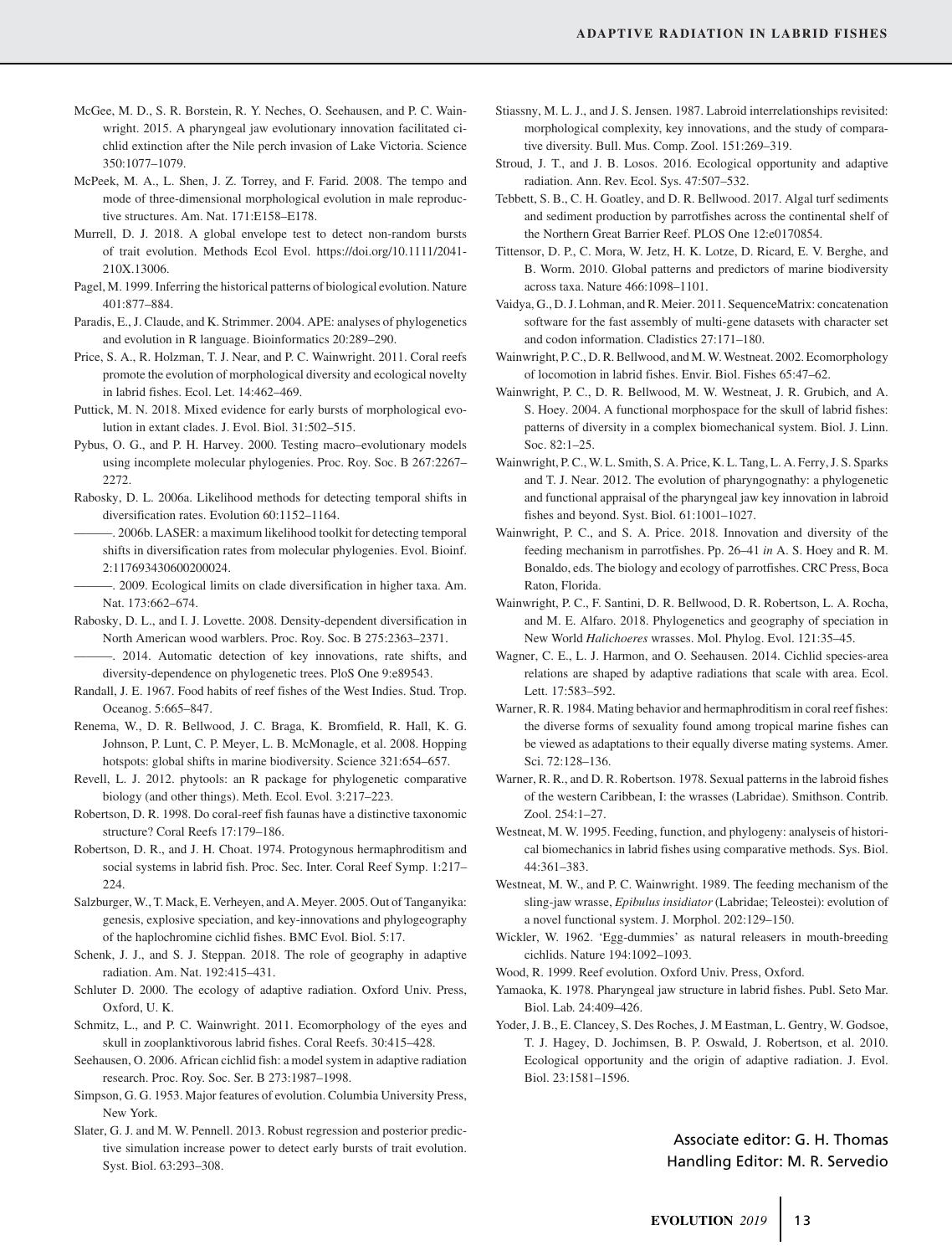McGee, M. D., S. R. Borstein, R. Y. Neches, O. Seehausen, and P. C. Wainwright. 2015. A pharyngeal jaw evolutionary innovation facilitated cichlid extinction after the Nile perch invasion of Lake Victoria. Science 350:1077–1079.

McPeek, M. A., L. Shen, J. Z. Torrey, and F. Farid. 2008. The tempo and mode of three-dimensional morphological evolution in male reproductive structures. Am. Nat. 171:E158–E178.

Murrell, D. J. 2018. A global envelope test to detect non-random bursts of trait evolution. Methods Ecol Evol. https://doi.org/10.1111/2041-210X.13006.

Pagel, M. 1999. Inferring the historical patterns of biological evolution. Nature 401:877–884.

Paradis, E., J. Claude, and K. Strimmer. 2004. APE: analyses of phylogenetics and evolution in R language. Bioinformatics 20:289–290.

Price, S. A., R. Holzman, T. J. Near, and P. C. Wainwright. 2011. Coral reefs promote the evolution of morphological diversity and ecological novelty in labrid fishes. Ecol. Let. 14:462–469.

Puttick, M. N. 2018. Mixed evidence for early bursts of morphological evolution in extant clades. J. Evol. Biol. 31:502–515.

Pybus, O. G., and P. H. Harvey. 2000. Testing macro–evolutionary models using incomplete molecular phylogenies. Proc. Roy. Soc. B 267:2267–2272.

Rabosky, D. L. 2006a. Likelihood methods for detecting temporal shifts in diversification rates. Evolution 60:1152–1164.

———. 2006b. LASER: a maximum likelihood toolkit for detecting temporal shifts in diversification rates from molecular phylogenies. Evol. Bioinf. 2:117693430600200024.

———. 2009. Ecological limits on clade diversification in higher taxa. Am. Nat. 173:662–674.

Rabosky, D. L., and I. J. Lovette. 2008. Density-dependent diversification in North American wood warblers. Proc. Roy. Soc. B 275:2363–2371.

———. 2014. Automatic detection of key innovations, rate shifts, and diversity-dependence on phylogenetic trees. PloS One 9:e89543.

Randall, J. E. 1967. Food habits of reef fishes of the West Indies. Stud. Trop. Oceanog. 5:665–847.

Renema, W., D. R. Bellwood, J. C. Braga, K. Bromfield, R. Hall, K. G. Johnson, P. Lunt, C. P. Meyer, L. B. McMonagle, et al. 2008. Hopping hotspots: global shifts in marine biodiversity. Science 321:654–657.

Revell, L. J. 2012. phytools: an R package for phylogenetic comparative biology (and other things). Meth. Ecol. Evol. 3:217–223.

Robertson, D. R. 1998. Do coral-reef fish faunas have a distinctive taxonomic structure? Coral Reefs 17:179–186.

Robertson, D. R., and J. H. Choat. 1974. Protogynous hermaphroditism and social systems in labrid fish. Proc. Sec. Inter. Coral Reef Symp. 1:217–224.

Salzburger, W., T. Mack, E. Verheyen, and A. Meyer. 2005. Out of Tanganyika: genesis, explosive speciation, and key-innovations and phylogeography of the haplochromine cichlid fishes. BMC Evol. Biol. 5:17.

Schenk, J. J., and S. J. Steppan. 2018. The role of geography in adaptive radiation. Am. Nat. 192:415–431.

Schluter D. 2000. The ecology of adaptive radiation. Oxford Univ. Press, Oxford, U. K.

Schmitz, L., and P. C. Wainwright. 2011. Ecomorphology of the eyes and skull in zooplanktivorous labrid fishes. Coral Reefs. 30:415–428.

Seehausen, O. 2006. African cichlid fish: a model system in adaptive radiation research. Proc. Roy. Soc. Ser. B 273:1987–1998.

Simpson, G. G. 1953. Major features of evolution. Columbia University Press, New York.

Slater, G. J. and M. W. Pennell. 2013. Robust regression and posterior predictive simulation increase power to detect early bursts of trait evolution. Syst. Biol. 63:293–308.

Stiassny, M. L. J., and J. S. Jensen. 1987. Labroid interrelationships revisited: morphological complexity, key innovations, and the study of comparative diversity. Bull. Mus. Comp. Zool. 151:269–319.

Stroud, J. T., and J. B. Losos. 2016. Ecological opportunity and adaptive radiation. Ann. Rev. Ecol. Sys. 47:507–532.

Tebbett, S. B., C. H. Goatley, and D. R. Bellwood. 2017. Algal turf sediments and sediment production by parrotfishes across the continental shelf of the Northern Great Barrier Reef. PLOS One 12:e0170854.

Tittensor, D. P., C. Mora, W. Jetz, H. K. Lotze, D. Ricard, E. V. Berghe, and B. Worm. 2010. Global patterns and predictors of marine biodiversity across taxa. Nature 466:1098–1101.

Vaidya, G., D. J. Lohman, and R. Meier. 2011. SequenceMatrix: concatenation software for the fast assembly of multi-gene datasets with character set and codon information. Cladistics 27:171–180.

Wainwright, P. C., D. R. Bellwood, and M. W. Westneat. 2002. Ecomorphology of locomotion in labrid fishes. Envir. Biol. Fishes 65:47–62.

Wainwright, P. C., D. R. Bellwood, M. W. Westneat, J. R. Grubich, and A. S. Hoey. 2004. A functional morphospace for the skull of labrid fishes: patterns of diversity in a complex biomechanical system. Biol. J. Linn. Soc. 82:1–25.

Wainwright, P. C., W. L. Smith, S. A. Price, K. L. Tang, L. A. Ferry, J. S. Sparks and T. J. Near. 2012. The evolution of pharyngognathy: a phylogenetic and functional appraisal of the pharyngeal jaw key innovation in labroid fishes and beyond. Syst. Biol. 61:1001–1027.

Wainwright, P. C., and S. A. Price. 2018. Innovation and diversity of the feeding mechanism in parrotfishes. Pp. 26–41 *in* A. S. Hoey and R. M. Bonaldo, eds. The biology and ecology of parrotfishes. CRC Press, Boca Raton, Florida.

Wainwright, P. C., F. Santini, D. R. Bellwood, D. R. Robertson, L. A. Rocha, and M. E. Alfaro. 2018. Phylogenetics and geography of speciation in New World *Halichoeres* wrasses. Mol. Phylog. Evol. 121:35–45.

Wagner, C. E., L. J. Harmon, and O. Seehausen. 2014. Cichlid species-area relations are shaped by adaptive radiations that scale with area. Ecol. Lett. 17:583–592.

Warner, R. R. 1984. Mating behavior and hermaphroditism in coral reef fishes: the diverse forms of sexuality found among tropical marine fishes can be viewed as adaptations to their equally diverse mating systems. Amer. Sci. 72:128–136.

Warner, R. R., and D. R. Robertson. 1978. Sexual patterns in the labroid fishes of the western Caribbean, I: the wrasses (Labridae). Smithson. Contrib. Zool. 254:1–27.

Westneat, M. W. 1995. Feeding, function, and phylogeny: analyseis of historical biomechanics in labrid fishes using comparative methods. Sys. Biol. 44:361–383.

Westneat, M. W., and P. C. Wainwright. 1989. The feeding mechanism of the sling-jaw wrasse, *Epibulus insidiator* (Labridae; Teleostei): evolution of a novel functional system. J. Morphol. 202:129–150.

Wickler, W. 1962. 'Egg-dummies' as natural releasers in mouth-breeding cichlids. Nature 194:1092–1093.

Wood, R. 1999. Reef evolution. Oxford Univ. Press, Oxford.

Yamaoka, K. 1978. Pharyngeal jaw structure in labrid fishes. Publ. Seto Mar. Biol. Lab. 24:409–426.

Yoder, J. B., E. Clancey, S. Des Roches, J. M Eastman, L. Gentry, W. Godsoe, T. J. Hagey, D. Jochimsen, B. P. Oswald, J. Robertson, et al. 2010. Ecological opportunity and the origin of adaptive radiation. J. Evol. Biol. 23:1581–1596.

Associate editor: G. H. Thomas
Handling Editor: M. R. Servedio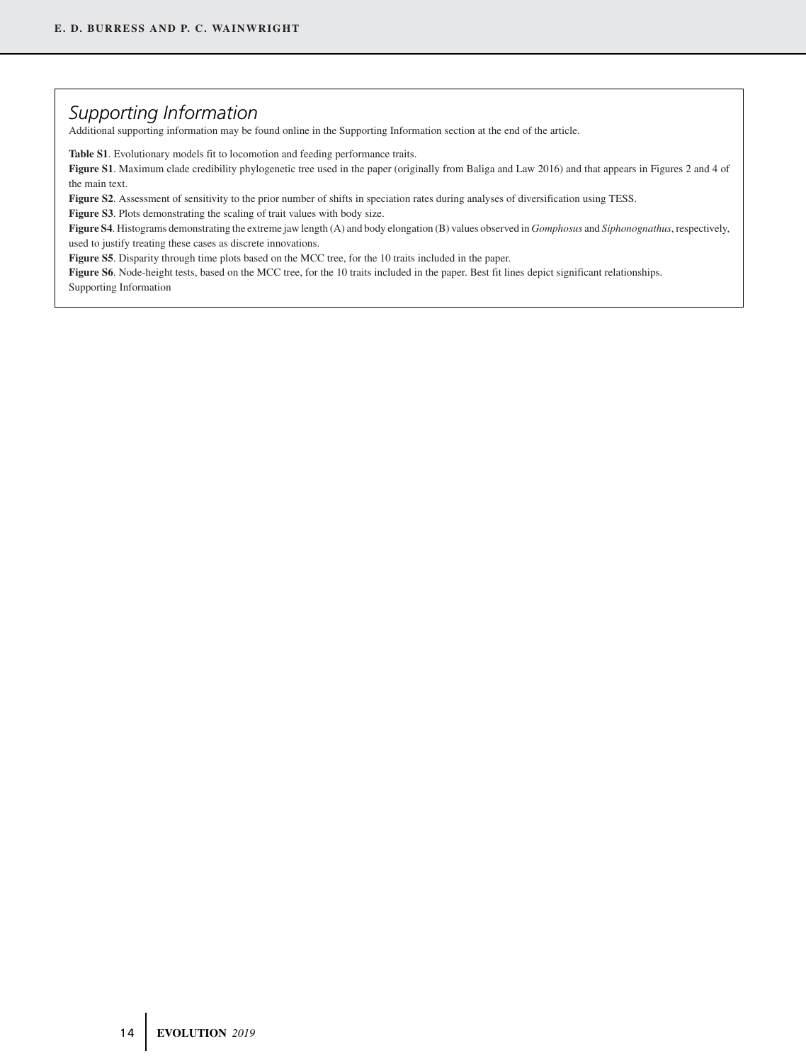## *Supporting Information*

Additional supporting information may be found online in the Supporting Information section at the end of the article.

**Table S1**. Evolutionary models fit to locomotion and feeding performance traits.

**Figure S1**. Maximum clade credibility phylogenetic tree used in the paper (originally from Baliga and Law 2016) and that appears in Figures 2 and 4 of the main text.

**Figure S2**. Assessment of sensitivity to the prior number of shifts in speciation rates during analyses of diversification using TESS.

**Figure S3**. Plots demonstrating the scaling of trait values with body size.

**Figure S4**. Histograms demonstrating the extreme jaw length (A) and body elongation (B) values observed in *Gomphosus* and *Siphonognathus*, respectively, used to justify treating these cases as discrete innovations.

**Figure S5**. Disparity through time plots based on the MCC tree, for the 10 traits included in the paper.

**Figure S6**. Node-height tests, based on the MCC tree, for the 10 traits included in the paper. Best fit lines depict significant relationships.

Supporting Information